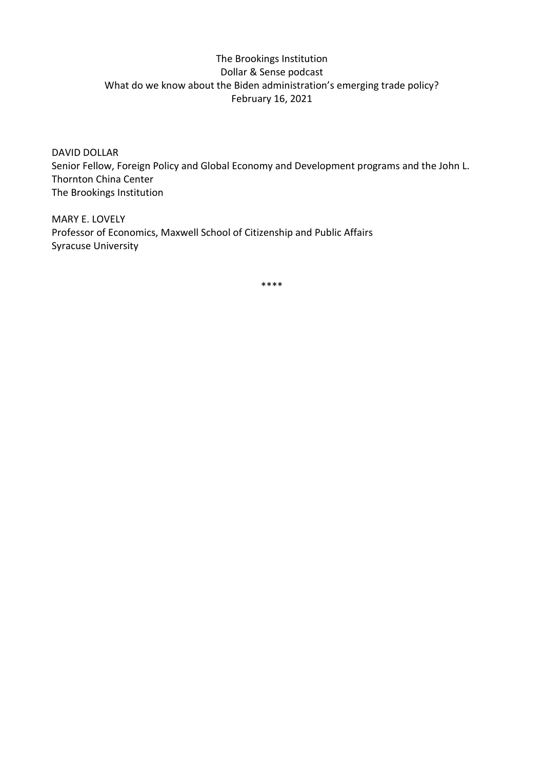The Brookings Institution
Dollar & Sense podcast
What do we know about the Biden administration's emerging trade policy?
February 16, 2021

DAVID DOLLAR
Senior Fellow, Foreign Policy and Global Economy and Development programs and the John L. Thornton China Center
The Brookings Institution

MARY E. LOVELY
Professor of Economics, Maxwell School of Citizenship and Public Affairs
Syracuse University

\*\*\*\*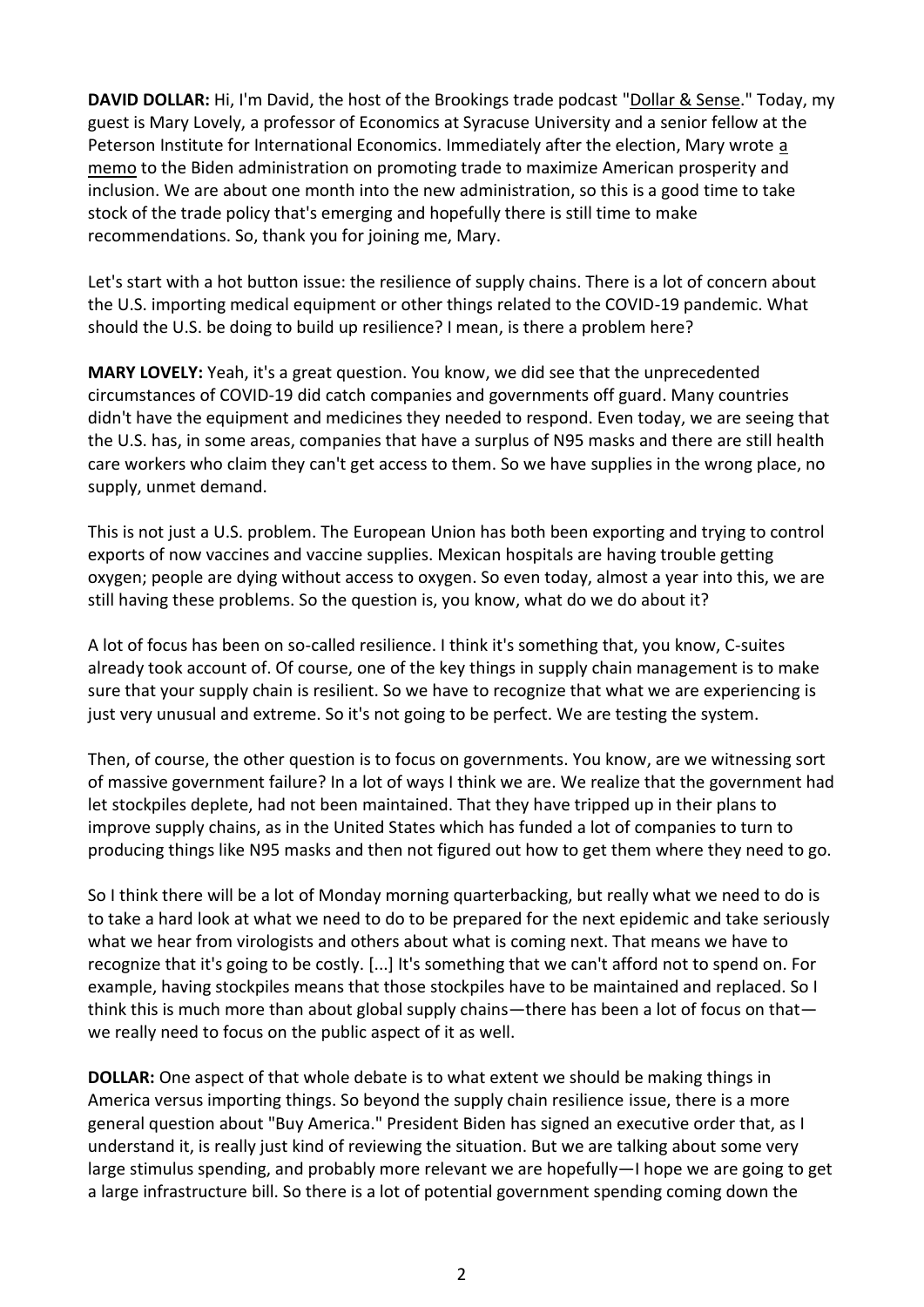**DAVID DOLLAR:** Hi, I'm David, the host of the Brookings trade podcast "Dollar & Sense." Today, my guest is Mary Lovely, a professor of Economics at Syracuse University and a senior fellow at the Peterson Institute for International Economics. Immediately after the election, Mary wrote a memo to the Biden administration on promoting trade to maximize American prosperity and inclusion. We are about one month into the new administration, so this is a good time to take stock of the trade policy that's emerging and hopefully there is still time to make recommendations. So, thank you for joining me, Mary.

Let's start with a hot button issue: the resilience of supply chains. There is a lot of concern about the U.S. importing medical equipment or other things related to the COVID-19 pandemic. What should the U.S. be doing to build up resilience? I mean, is there a problem here?

**MARY LOVELY:** Yeah, it's a great question. You know, we did see that the unprecedented circumstances of COVID-19 did catch companies and governments off guard. Many countries didn't have the equipment and medicines they needed to respond. Even today, we are seeing that the U.S. has, in some areas, companies that have a surplus of N95 masks and there are still health care workers who claim they can't get access to them. So we have supplies in the wrong place, no supply, unmet demand.

This is not just a U.S. problem. The European Union has both been exporting and trying to control exports of now vaccines and vaccine supplies. Mexican hospitals are having trouble getting oxygen; people are dying without access to oxygen. So even today, almost a year into this, we are still having these problems. So the question is, you know, what do we do about it?

A lot of focus has been on so-called resilience. I think it's something that, you know, C-suites already took account of. Of course, one of the key things in supply chain management is to make sure that your supply chain is resilient. So we have to recognize that what we are experiencing is just very unusual and extreme. So it's not going to be perfect. We are testing the system.

Then, of course, the other question is to focus on governments. You know, are we witnessing sort of massive government failure? In a lot of ways I think we are. We realize that the government had let stockpiles deplete, had not been maintained. That they have tripped up in their plans to improve supply chains, as in the United States which has funded a lot of companies to turn to producing things like N95 masks and then not figured out how to get them where they need to go.

So I think there will be a lot of Monday morning quarterbacking, but really what we need to do is to take a hard look at what we need to do to be prepared for the next epidemic and take seriously what we hear from virologists and others about what is coming next. That means we have to recognize that it's going to be costly. [...] It's something that we can't afford not to spend on. For example, having stockpiles means that those stockpiles have to be maintained and replaced. So I think this is much more than about global supply chains—there has been a lot of focus on that—we really need to focus on the public aspect of it as well.

**DOLLAR:** One aspect of that whole debate is to what extent we should be making things in America versus importing things. So beyond the supply chain resilience issue, there is a more general question about "Buy America." President Biden has signed an executive order that, as I understand it, is really just kind of reviewing the situation. But we are talking about some very large stimulus spending, and probably more relevant we are hopefully—I hope we are going to get a large infrastructure bill. So there is a lot of potential government spending coming down the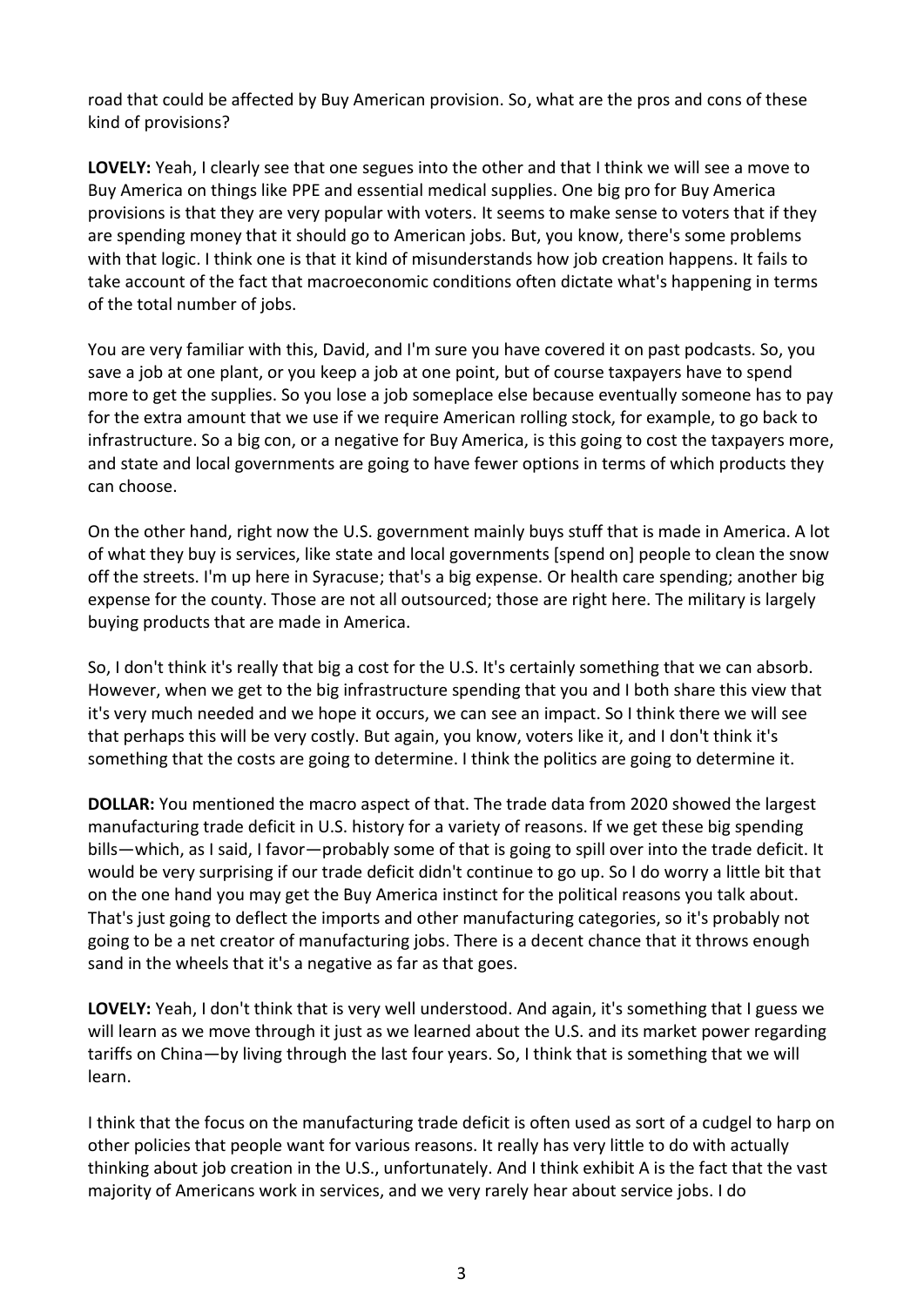road that could be affected by Buy American provision. So, what are the pros and cons of these kind of provisions?

**LOVELY:** Yeah, I clearly see that one segues into the other and that I think we will see a move to Buy America on things like PPE and essential medical supplies. One big pro for Buy America provisions is that they are very popular with voters. It seems to make sense to voters that if they are spending money that it should go to American jobs. But, you know, there's some problems with that logic. I think one is that it kind of misunderstands how job creation happens. It fails to take account of the fact that macroeconomic conditions often dictate what's happening in terms of the total number of jobs.

You are very familiar with this, David, and I'm sure you have covered it on past podcasts. So, you save a job at one plant, or you keep a job at one point, but of course taxpayers have to spend more to get the supplies. So you lose a job someplace else because eventually someone has to pay for the extra amount that we use if we require American rolling stock, for example, to go back to infrastructure. So a big con, or a negative for Buy America, is this going to cost the taxpayers more, and state and local governments are going to have fewer options in terms of which products they can choose.

On the other hand, right now the U.S. government mainly buys stuff that is made in America. A lot of what they buy is services, like state and local governments [spend on] people to clean the snow off the streets. I'm up here in Syracuse; that's a big expense. Or health care spending; another big expense for the county. Those are not all outsourced; those are right here. The military is largely buying products that are made in America.

So, I don't think it's really that big a cost for the U.S. It's certainly something that we can absorb. However, when we get to the big infrastructure spending that you and I both share this view that it's very much needed and we hope it occurs, we can see an impact. So I think there we will see that perhaps this will be very costly. But again, you know, voters like it, and I don't think it's something that the costs are going to determine. I think the politics are going to determine it.

**DOLLAR:** You mentioned the macro aspect of that. The trade data from 2020 showed the largest manufacturing trade deficit in U.S. history for a variety of reasons. If we get these big spending bills—which, as I said, I favor—probably some of that is going to spill over into the trade deficit. It would be very surprising if our trade deficit didn't continue to go up. So I do worry a little bit that on the one hand you may get the Buy America instinct for the political reasons you talk about. That's just going to deflect the imports and other manufacturing categories, so it's probably not going to be a net creator of manufacturing jobs. There is a decent chance that it throws enough sand in the wheels that it's a negative as far as that goes.

**LOVELY:** Yeah, I don't think that is very well understood. And again, it's something that I guess we will learn as we move through it just as we learned about the U.S. and its market power regarding tariffs on China—by living through the last four years. So, I think that is something that we will learn.

I think that the focus on the manufacturing trade deficit is often used as sort of a cudgel to harp on other policies that people want for various reasons. It really has very little to do with actually thinking about job creation in the U.S., unfortunately. And I think exhibit A is the fact that the vast majority of Americans work in services, and we very rarely hear about service jobs. I do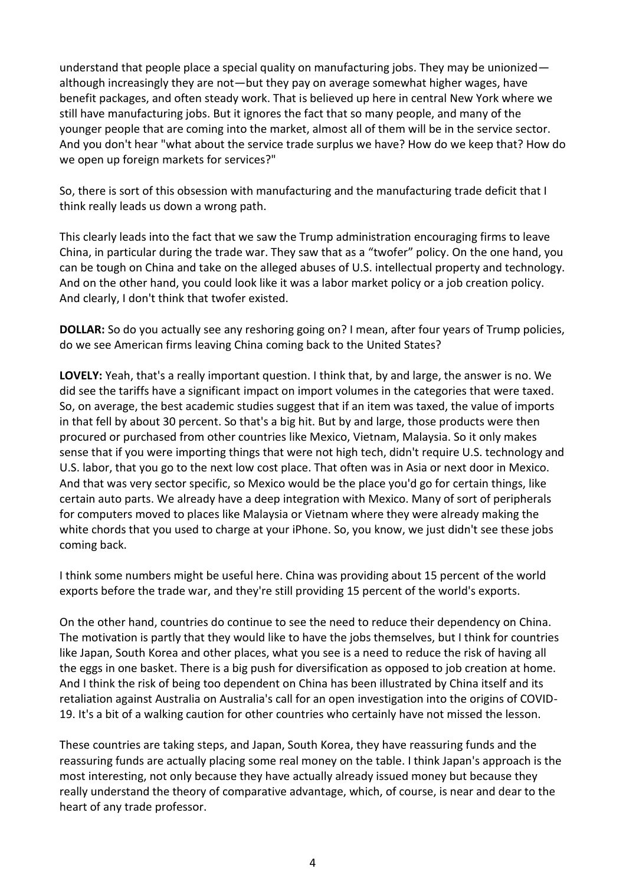understand that people place a special quality on manufacturing jobs. They may be unionized—although increasingly they are not—but they pay on average somewhat higher wages, have benefit packages, and often steady work. That is believed up here in central New York where we still have manufacturing jobs. But it ignores the fact that so many people, and many of the younger people that are coming into the market, almost all of them will be in the service sector. And you don't hear "what about the service trade surplus we have? How do we keep that? How do we open up foreign markets for services?"

So, there is sort of this obsession with manufacturing and the manufacturing trade deficit that I think really leads us down a wrong path.

This clearly leads into the fact that we saw the Trump administration encouraging firms to leave China, in particular during the trade war. They saw that as a "twofer" policy. On the one hand, you can be tough on China and take on the alleged abuses of U.S. intellectual property and technology. And on the other hand, you could look like it was a labor market policy or a job creation policy. And clearly, I don't think that twofer existed.

**DOLLAR:** So do you actually see any reshoring going on? I mean, after four years of Trump policies, do we see American firms leaving China coming back to the United States?

**LOVELY:** Yeah, that's a really important question. I think that, by and large, the answer is no. We did see the tariffs have a significant impact on import volumes in the categories that were taxed. So, on average, the best academic studies suggest that if an item was taxed, the value of imports in that fell by about 30 percent. So that's a big hit. But by and large, those products were then procured or purchased from other countries like Mexico, Vietnam, Malaysia. So it only makes sense that if you were importing things that were not high tech, didn't require U.S. technology and U.S. labor, that you go to the next low cost place. That often was in Asia or next door in Mexico. And that was very sector specific, so Mexico would be the place you'd go for certain things, like certain auto parts. We already have a deep integration with Mexico. Many of sort of peripherals for computers moved to places like Malaysia or Vietnam where they were already making the white chords that you used to charge at your iPhone. So, you know, we just didn't see these jobs coming back.

I think some numbers might be useful here. China was providing about 15 percent of the world exports before the trade war, and they're still providing 15 percent of the world's exports.

On the other hand, countries do continue to see the need to reduce their dependency on China. The motivation is partly that they would like to have the jobs themselves, but I think for countries like Japan, South Korea and other places, what you see is a need to reduce the risk of having all the eggs in one basket. There is a big push for diversification as opposed to job creation at home. And I think the risk of being too dependent on China has been illustrated by China itself and its retaliation against Australia on Australia's call for an open investigation into the origins of COVID-19. It's a bit of a walking caution for other countries who certainly have not missed the lesson.

These countries are taking steps, and Japan, South Korea, they have reassuring funds and the reassuring funds are actually placing some real money on the table. I think Japan's approach is the most interesting, not only because they have actually already issued money but because they really understand the theory of comparative advantage, which, of course, is near and dear to the heart of any trade professor.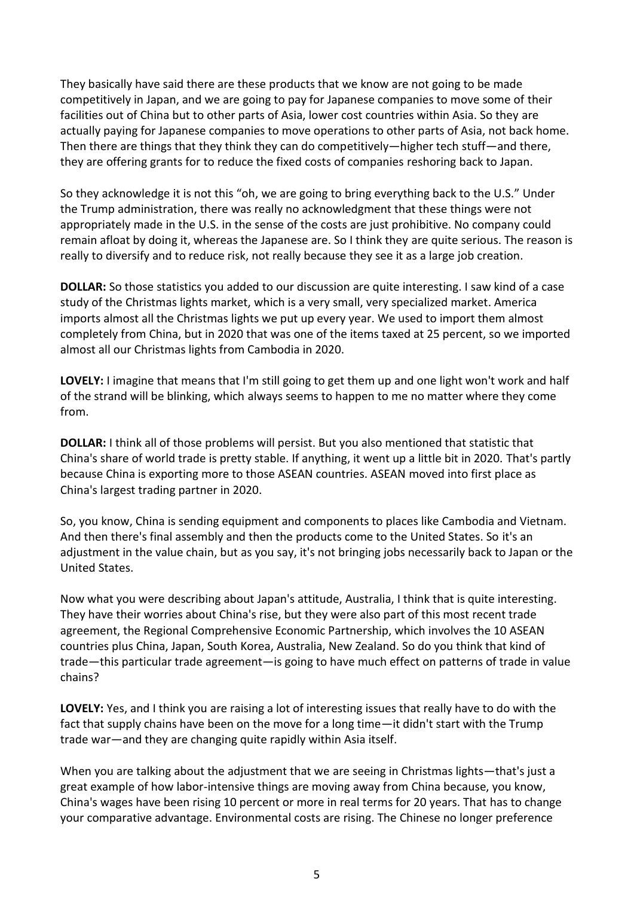They basically have said there are these products that we know are not going to be made competitively in Japan, and we are going to pay for Japanese companies to move some of their facilities out of China but to other parts of Asia, lower cost countries within Asia. So they are actually paying for Japanese companies to move operations to other parts of Asia, not back home. Then there are things that they think they can do competitively—higher tech stuff—and there, they are offering grants for to reduce the fixed costs of companies reshoring back to Japan.

So they acknowledge it is not this "oh, we are going to bring everything back to the U.S." Under the Trump administration, there was really no acknowledgment that these things were not appropriately made in the U.S. in the sense of the costs are just prohibitive. No company could remain afloat by doing it, whereas the Japanese are. So I think they are quite serious. The reason is really to diversify and to reduce risk, not really because they see it as a large job creation.

**DOLLAR:** So those statistics you added to our discussion are quite interesting. I saw kind of a case study of the Christmas lights market, which is a very small, very specialized market. America imports almost all the Christmas lights we put up every year. We used to import them almost completely from China, but in 2020 that was one of the items taxed at 25 percent, so we imported almost all our Christmas lights from Cambodia in 2020.

**LOVELY:** I imagine that means that I'm still going to get them up and one light won't work and half of the strand will be blinking, which always seems to happen to me no matter where they come from.

**DOLLAR:** I think all of those problems will persist. But you also mentioned that statistic that China's share of world trade is pretty stable. If anything, it went up a little bit in 2020. That's partly because China is exporting more to those ASEAN countries. ASEAN moved into first place as China's largest trading partner in 2020.

So, you know, China is sending equipment and components to places like Cambodia and Vietnam. And then there's final assembly and then the products come to the United States. So it's an adjustment in the value chain, but as you say, it's not bringing jobs necessarily back to Japan or the United States.

Now what you were describing about Japan's attitude, Australia, I think that is quite interesting. They have their worries about China's rise, but they were also part of this most recent trade agreement, the Regional Comprehensive Economic Partnership, which involves the 10 ASEAN countries plus China, Japan, South Korea, Australia, New Zealand. So do you think that kind of trade—this particular trade agreement—is going to have much effect on patterns of trade in value chains?

**LOVELY:** Yes, and I think you are raising a lot of interesting issues that really have to do with the fact that supply chains have been on the move for a long time—it didn't start with the Trump trade war—and they are changing quite rapidly within Asia itself.

When you are talking about the adjustment that we are seeing in Christmas lights—that's just a great example of how labor-intensive things are moving away from China because, you know, China's wages have been rising 10 percent or more in real terms for 20 years. That has to change your comparative advantage. Environmental costs are rising. The Chinese no longer preference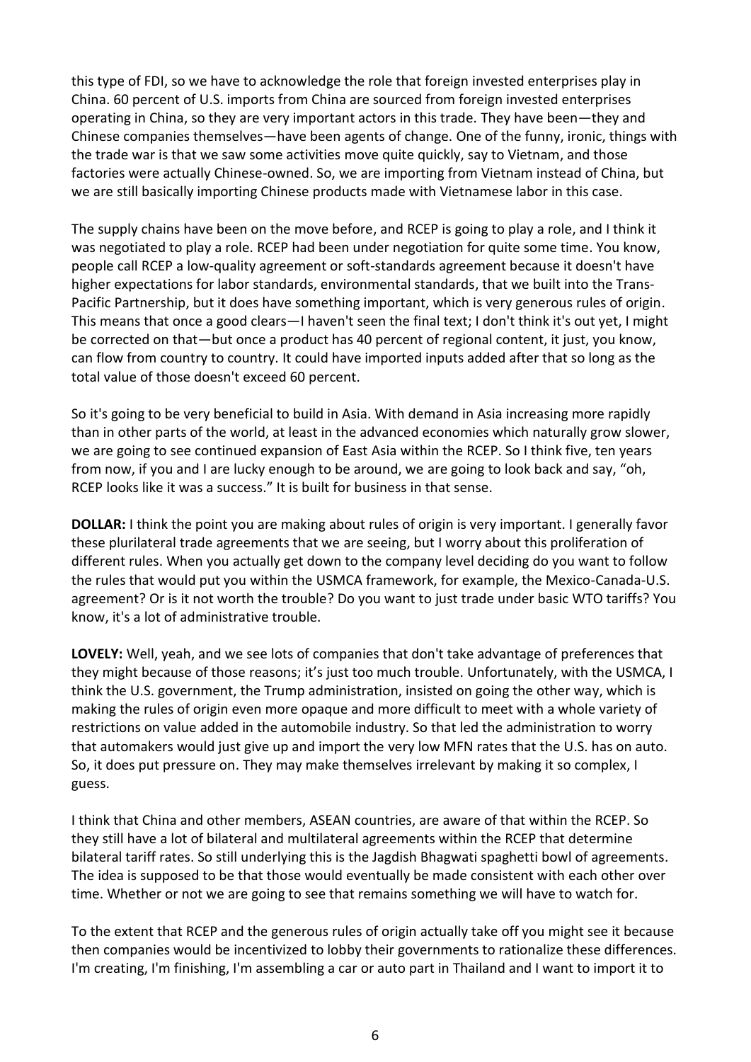this type of FDI, so we have to acknowledge the role that foreign invested enterprises play in China. 60 percent of U.S. imports from China are sourced from foreign invested enterprises operating in China, so they are very important actors in this trade. They have been—they and Chinese companies themselves—have been agents of change. One of the funny, ironic, things with the trade war is that we saw some activities move quite quickly, say to Vietnam, and those factories were actually Chinese-owned. So, we are importing from Vietnam instead of China, but we are still basically importing Chinese products made with Vietnamese labor in this case.

The supply chains have been on the move before, and RCEP is going to play a role, and I think it was negotiated to play a role. RCEP had been under negotiation for quite some time. You know, people call RCEP a low-quality agreement or soft-standards agreement because it doesn't have higher expectations for labor standards, environmental standards, that we built into the Trans-Pacific Partnership, but it does have something important, which is very generous rules of origin. This means that once a good clears—I haven't seen the final text; I don't think it's out yet, I might be corrected on that—but once a product has 40 percent of regional content, it just, you know, can flow from country to country. It could have imported inputs added after that so long as the total value of those doesn't exceed 60 percent.

So it's going to be very beneficial to build in Asia. With demand in Asia increasing more rapidly than in other parts of the world, at least in the advanced economies which naturally grow slower, we are going to see continued expansion of East Asia within the RCEP. So I think five, ten years from now, if you and I are lucky enough to be around, we are going to look back and say, "oh, RCEP looks like it was a success." It is built for business in that sense.

**DOLLAR:** I think the point you are making about rules of origin is very important. I generally favor these plurilateral trade agreements that we are seeing, but I worry about this proliferation of different rules. When you actually get down to the company level deciding do you want to follow the rules that would put you within the USMCA framework, for example, the Mexico-Canada-U.S. agreement? Or is it not worth the trouble? Do you want to just trade under basic WTO tariffs? You know, it's a lot of administrative trouble.

**LOVELY:** Well, yeah, and we see lots of companies that don't take advantage of preferences that they might because of those reasons; it's just too much trouble. Unfortunately, with the USMCA, I think the U.S. government, the Trump administration, insisted on going the other way, which is making the rules of origin even more opaque and more difficult to meet with a whole variety of restrictions on value added in the automobile industry. So that led the administration to worry that automakers would just give up and import the very low MFN rates that the U.S. has on auto. So, it does put pressure on. They may make themselves irrelevant by making it so complex, I guess.

I think that China and other members, ASEAN countries, are aware of that within the RCEP. So they still have a lot of bilateral and multilateral agreements within the RCEP that determine bilateral tariff rates. So still underlying this is the Jagdish Bhagwati spaghetti bowl of agreements. The idea is supposed to be that those would eventually be made consistent with each other over time. Whether or not we are going to see that remains something we will have to watch for.

To the extent that RCEP and the generous rules of origin actually take off you might see it because then companies would be incentivized to lobby their governments to rationalize these differences. I'm creating, I'm finishing, I'm assembling a car or auto part in Thailand and I want to import it to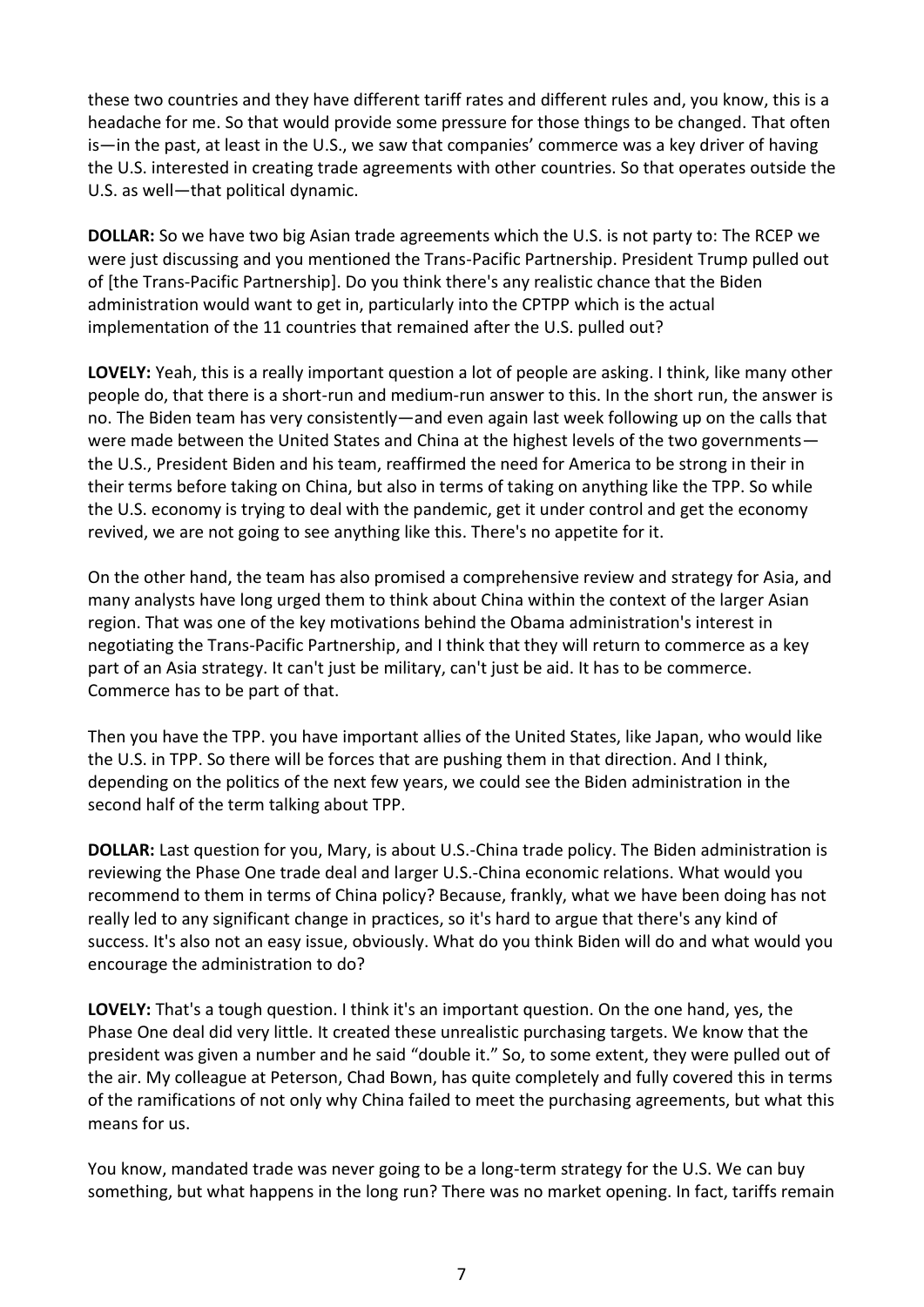these two countries and they have different tariff rates and different rules and, you know, this is a headache for me. So that would provide some pressure for those things to be changed. That often is—in the past, at least in the U.S., we saw that companies' commerce was a key driver of having the U.S. interested in creating trade agreements with other countries. So that operates outside the U.S. as well—that political dynamic.

**DOLLAR:** So we have two big Asian trade agreements which the U.S. is not party to: The RCEP we were just discussing and you mentioned the Trans-Pacific Partnership. President Trump pulled out of [the Trans-Pacific Partnership]. Do you think there's any realistic chance that the Biden administration would want to get in, particularly into the CPTPP which is the actual implementation of the 11 countries that remained after the U.S. pulled out?

**LOVELY:** Yeah, this is a really important question a lot of people are asking. I think, like many other people do, that there is a short-run and medium-run answer to this. In the short run, the answer is no. The Biden team has very consistently—and even again last week following up on the calls that were made between the United States and China at the highest levels of the two governments—the U.S., President Biden and his team, reaffirmed the need for America to be strong in their in their terms before taking on China, but also in terms of taking on anything like the TPP. So while the U.S. economy is trying to deal with the pandemic, get it under control and get the economy revived, we are not going to see anything like this. There's no appetite for it.

On the other hand, the team has also promised a comprehensive review and strategy for Asia, and many analysts have long urged them to think about China within the context of the larger Asian region. That was one of the key motivations behind the Obama administration's interest in negotiating the Trans-Pacific Partnership, and I think that they will return to commerce as a key part of an Asia strategy. It can't just be military, can't just be aid. It has to be commerce. Commerce has to be part of that.

Then you have the TPP. you have important allies of the United States, like Japan, who would like the U.S. in TPP. So there will be forces that are pushing them in that direction. And I think, depending on the politics of the next few years, we could see the Biden administration in the second half of the term talking about TPP.

**DOLLAR:** Last question for you, Mary, is about U.S.-China trade policy. The Biden administration is reviewing the Phase One trade deal and larger U.S.-China economic relations. What would you recommend to them in terms of China policy? Because, frankly, what we have been doing has not really led to any significant change in practices, so it's hard to argue that there's any kind of success. It's also not an easy issue, obviously. What do you think Biden will do and what would you encourage the administration to do?

**LOVELY:** That's a tough question. I think it's an important question. On the one hand, yes, the Phase One deal did very little. It created these unrealistic purchasing targets. We know that the president was given a number and he said "double it." So, to some extent, they were pulled out of the air. My colleague at Peterson, Chad Bown, has quite completely and fully covered this in terms of the ramifications of not only why China failed to meet the purchasing agreements, but what this means for us.

You know, mandated trade was never going to be a long-term strategy for the U.S. We can buy something, but what happens in the long run? There was no market opening. In fact, tariffs remain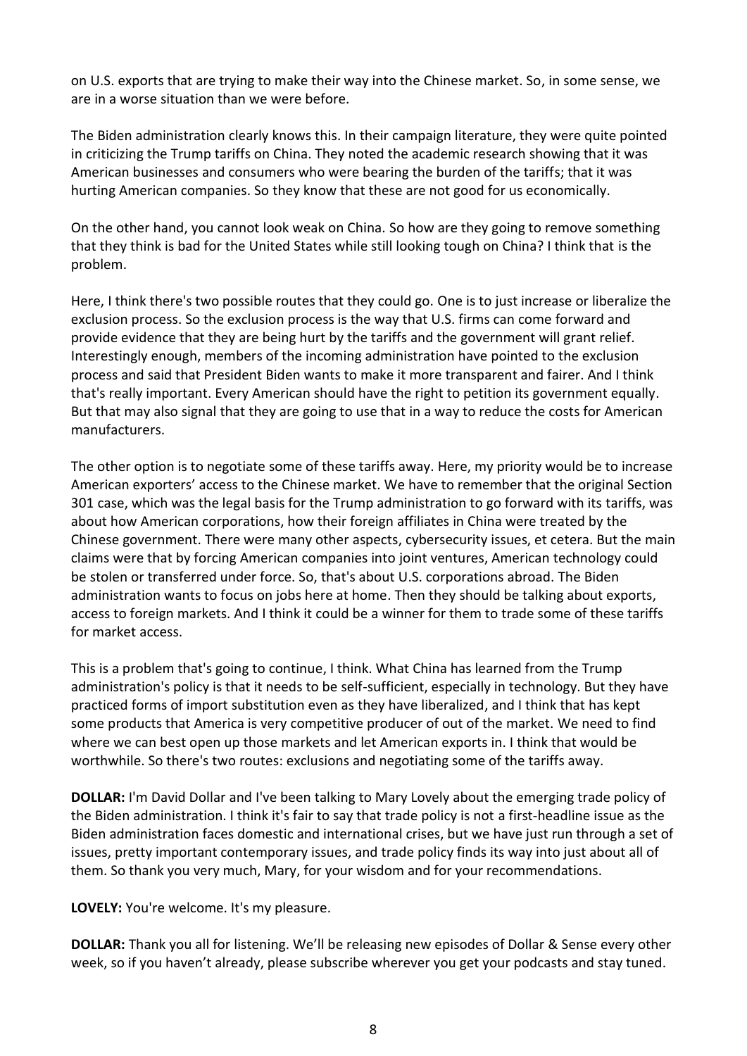on U.S. exports that are trying to make their way into the Chinese market. So, in some sense, we are in a worse situation than we were before.

The Biden administration clearly knows this. In their campaign literature, they were quite pointed in criticizing the Trump tariffs on China. They noted the academic research showing that it was American businesses and consumers who were bearing the burden of the tariffs; that it was hurting American companies. So they know that these are not good for us economically.

On the other hand, you cannot look weak on China. So how are they going to remove something that they think is bad for the United States while still looking tough on China? I think that is the problem.

Here, I think there's two possible routes that they could go. One is to just increase or liberalize the exclusion process. So the exclusion process is the way that U.S. firms can come forward and provide evidence that they are being hurt by the tariffs and the government will grant relief. Interestingly enough, members of the incoming administration have pointed to the exclusion process and said that President Biden wants to make it more transparent and fairer. And I think that's really important. Every American should have the right to petition its government equally. But that may also signal that they are going to use that in a way to reduce the costs for American manufacturers.

The other option is to negotiate some of these tariffs away. Here, my priority would be to increase American exporters' access to the Chinese market. We have to remember that the original Section 301 case, which was the legal basis for the Trump administration to go forward with its tariffs, was about how American corporations, how their foreign affiliates in China were treated by the Chinese government. There were many other aspects, cybersecurity issues, et cetera. But the main claims were that by forcing American companies into joint ventures, American technology could be stolen or transferred under force. So, that's about U.S. corporations abroad. The Biden administration wants to focus on jobs here at home. Then they should be talking about exports, access to foreign markets. And I think it could be a winner for them to trade some of these tariffs for market access.

This is a problem that's going to continue, I think. What China has learned from the Trump administration's policy is that it needs to be self-sufficient, especially in technology. But they have practiced forms of import substitution even as they have liberalized, and I think that has kept some products that America is very competitive producer of out of the market. We need to find where we can best open up those markets and let American exports in. I think that would be worthwhile. So there's two routes: exclusions and negotiating some of the tariffs away.

**DOLLAR:** I'm David Dollar and I've been talking to Mary Lovely about the emerging trade policy of the Biden administration. I think it's fair to say that trade policy is not a first-headline issue as the Biden administration faces domestic and international crises, but we have just run through a set of issues, pretty important contemporary issues, and trade policy finds its way into just about all of them. So thank you very much, Mary, for your wisdom and for your recommendations.

**LOVELY:** You're welcome. It's my pleasure.

**DOLLAR:** Thank you all for listening. We'll be releasing new episodes of Dollar & Sense every other week, so if you haven't already, please subscribe wherever you get your podcasts and stay tuned.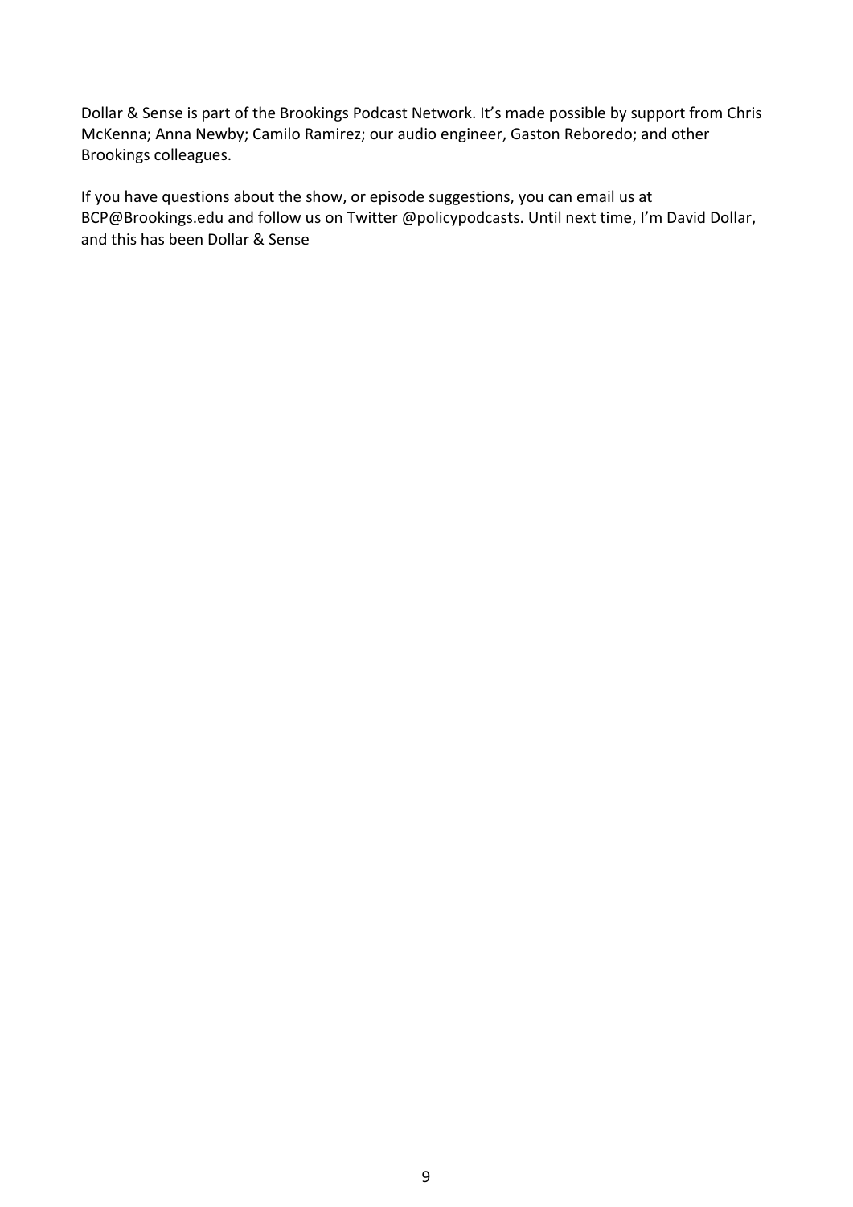Dollar & Sense is part of the Brookings Podcast Network. It's made possible by support from Chris McKenna; Anna Newby; Camilo Ramirez; our audio engineer, Gaston Reboredo; and other Brookings colleagues.

If you have questions about the show, or episode suggestions, you can email us at BCP@Brookings.edu and follow us on Twitter @policypodcasts. Until next time, I'm David Dollar, and this has been Dollar & Sense